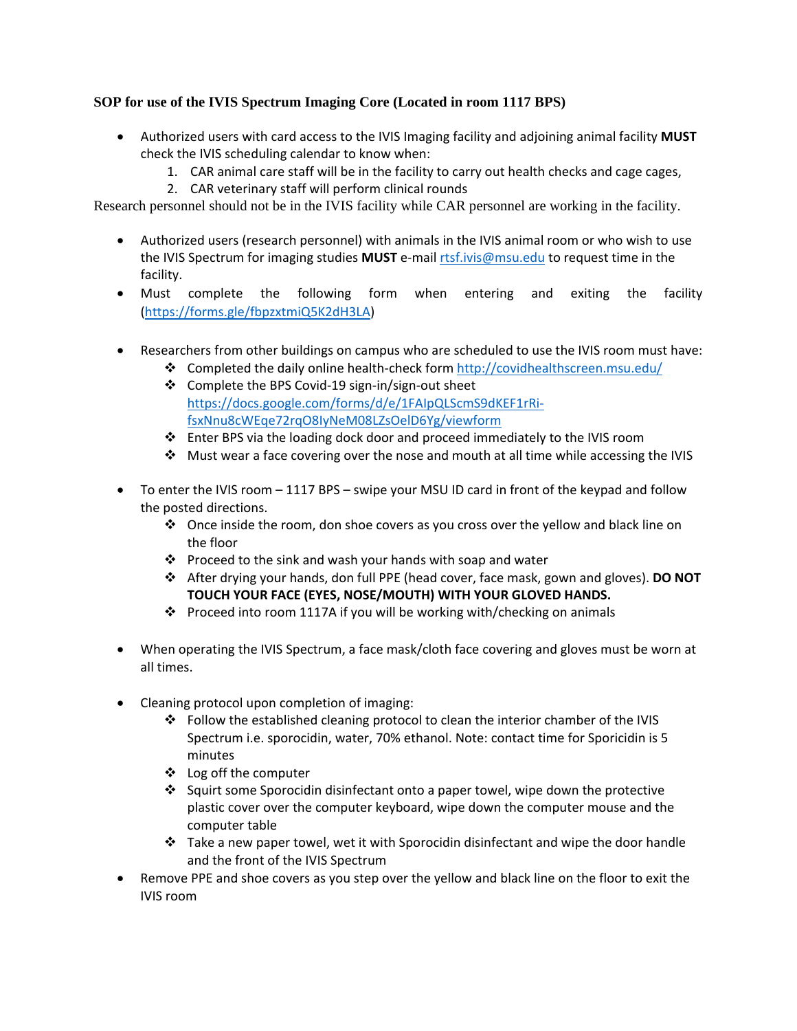**SOP for use of the IVIS Spectrum Imaging Core (Located in room 1117 BPS)**

- Authorized users with card access to the IVIS Imaging facility and adjoining animal facility **MUST** check the IVIS scheduling calendar to know when:
  1. CAR animal care staff will be in the facility to carry out health checks and cage cages,
  2. CAR veterinary staff will perform clinical rounds

Research personnel should not be in the IVIS facility while CAR personnel are working in the facility.

- Authorized users (research personnel) with animals in the IVIS animal room or who wish to use the IVIS Spectrum for imaging studies **MUST** e-mail rtsf.ivis@msu.edu to request time in the facility.
- Must complete the following form when entering and exiting the facility (https://forms.gle/fbpzxtmiQ5K2dH3LA)

- Researchers from other buildings on campus who are scheduled to use the IVIS room must have:
  - ❖ Completed the daily online health-check form http://covidhealthscreen.msu.edu/
  - ❖ Complete the BPS Covid-19 sign-in/sign-out sheet https://docs.google.com/forms/d/e/1FAIpQLScmS9dKEF1rRi-fsxNnu8cWEqe72rqO8IyNeM08LZsOelD6Yg/viewform
  - ❖ Enter BPS via the loading dock door and proceed immediately to the IVIS room
  - ❖ Must wear a face covering over the nose and mouth at all time while accessing the IVIS

- To enter the IVIS room – 1117 BPS – swipe your MSU ID card in front of the keypad and follow the posted directions.
  - ❖ Once inside the room, don shoe covers as you cross over the yellow and black line on the floor
  - ❖ Proceed to the sink and wash your hands with soap and water
  - ❖ After drying your hands, don full PPE (head cover, face mask, gown and gloves). **DO NOT TOUCH YOUR FACE (EYES, NOSE/MOUTH) WITH YOUR GLOVED HANDS.**
  - ❖ Proceed into room 1117A if you will be working with/checking on animals

- When operating the IVIS Spectrum, a face mask/cloth face covering and gloves must be worn at all times.

- Cleaning protocol upon completion of imaging:
  - ❖ Follow the established cleaning protocol to clean the interior chamber of the IVIS Spectrum i.e. sporocidin, water, 70% ethanol. Note: contact time for Sporicidin is 5 minutes
  - ❖ Log off the computer
  - ❖ Squirt some Sporocidin disinfectant onto a paper towel, wipe down the protective plastic cover over the computer keyboard, wipe down the computer mouse and the computer table
  - ❖ Take a new paper towel, wet it with Sporocidin disinfectant and wipe the door handle and the front of the IVIS Spectrum
- Remove PPE and shoe covers as you step over the yellow and black line on the floor to exit the IVIS room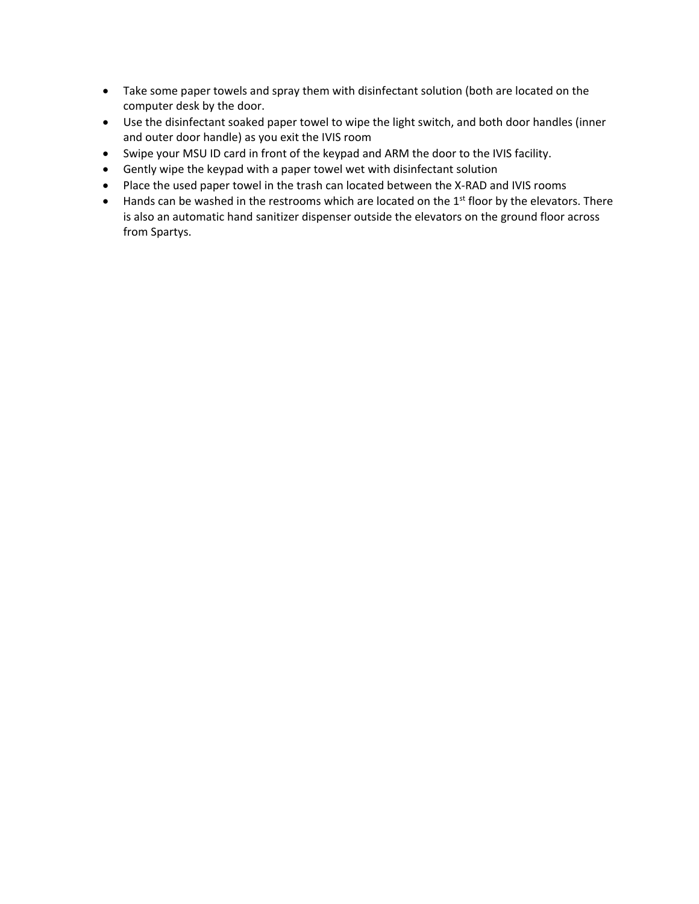- Take some paper towels and spray them with disinfectant solution (both are located on the computer desk by the door.
- Use the disinfectant soaked paper towel to wipe the light switch, and both door handles (inner and outer door handle) as you exit the IVIS room
- Swipe your MSU ID card in front of the keypad and ARM the door to the IVIS facility.
- Gently wipe the keypad with a paper towel wet with disinfectant solution
- Place the used paper towel in the trash can located between the X-RAD and IVIS rooms
- Hands can be washed in the restrooms which are located on the 1st floor by the elevators. There is also an automatic hand sanitizer dispenser outside the elevators on the ground floor across from Spartys.